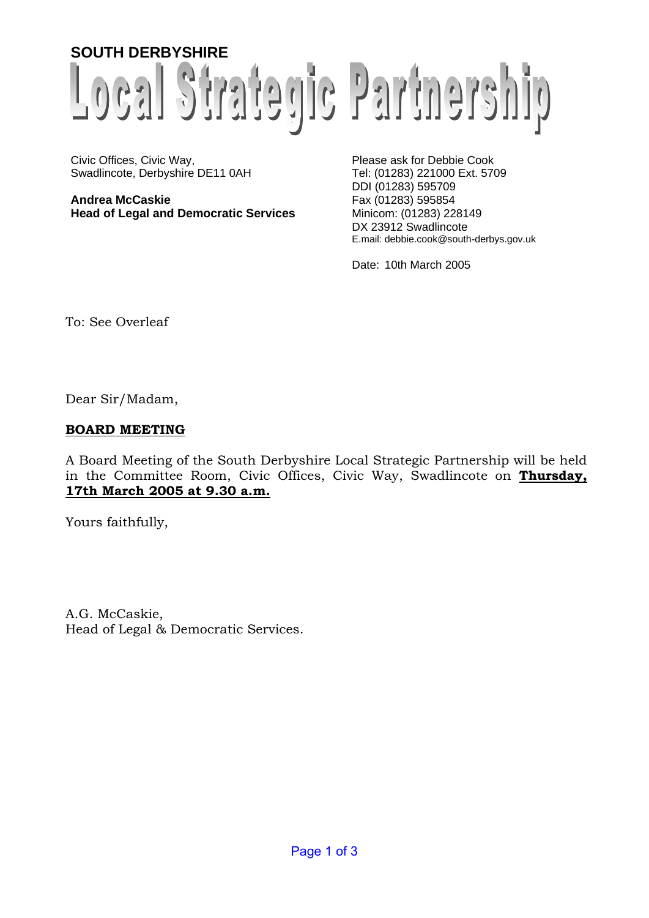# SOUTH DERBYSHIRE Local Strategic Partnership

Civic Offices, Civic Way,
Swadlincote, Derbyshire DE11 0AH

**Andrea McCaskie**
**Head of Legal and Democratic Services**

Please ask for Debbie Cook
Tel: (01283) 221000 Ext. 5709
DDI (01283) 595709
Fax (01283) 595854
Minicom: (01283) 228149
DX 23912 Swadlincote
E.mail: debbie.cook@south-derbys.gov.uk

Date: 10th March 2005

To: See Overleaf

Dear Sir/Madam,

**BOARD MEETING**

A Board Meeting of the South Derbyshire Local Strategic Partnership will be held in the Committee Room, Civic Offices, Civic Way, Swadlincote on **Thursday, 17th March 2005 at 9.30 a.m.**

Yours faithfully,

A.G. McCaskie,
Head of Legal & Democratic Services.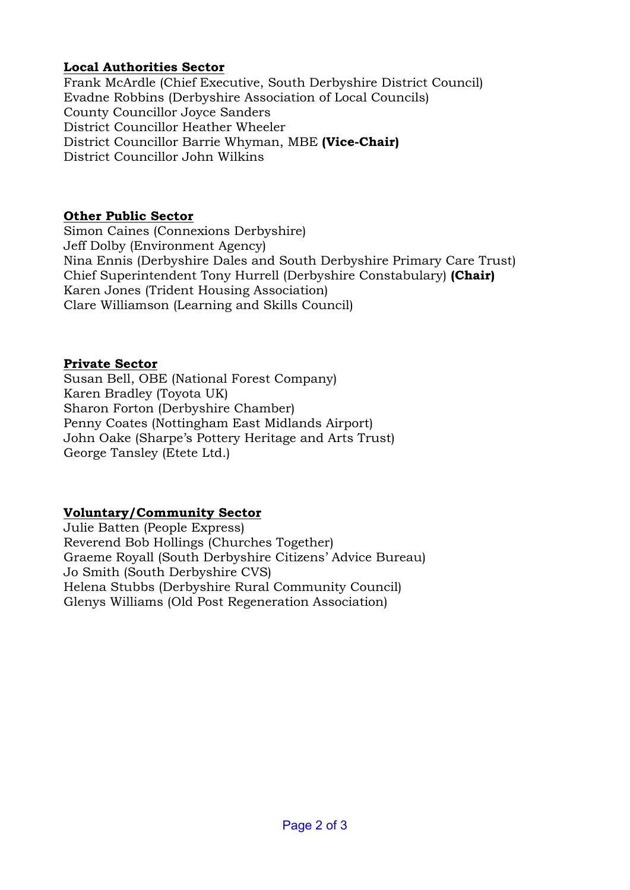**Local Authorities Sector**

Frank McArdle (Chief Executive, South Derbyshire District Council)
Evadne Robbins (Derbyshire Association of Local Councils)
County Councillor Joyce Sanders
District Councillor Heather Wheeler
District Councillor Barrie Whyman, MBE **(Vice-Chair)**
District Councillor John Wilkins

**Other Public Sector**

Simon Caines (Connexions Derbyshire)
Jeff Dolby (Environment Agency)
Nina Ennis (Derbyshire Dales and South Derbyshire Primary Care Trust)
Chief Superintendent Tony Hurrell (Derbyshire Constabulary) **(Chair)**
Karen Jones (Trident Housing Association)
Clare Williamson (Learning and Skills Council)

**Private Sector**

Susan Bell, OBE (National Forest Company)
Karen Bradley (Toyota UK)
Sharon Forton (Derbyshire Chamber)
Penny Coates (Nottingham East Midlands Airport)
John Oake (Sharpe's Pottery Heritage and Arts Trust)
George Tansley (Etete Ltd.)

**Voluntary/Community Sector**

Julie Batten (People Express)
Reverend Bob Hollings (Churches Together)
Graeme Royall (South Derbyshire Citizens' Advice Bureau)
Jo Smith (South Derbyshire CVS)
Helena Stubbs (Derbyshire Rural Community Council)
Glenys Williams (Old Post Regeneration Association)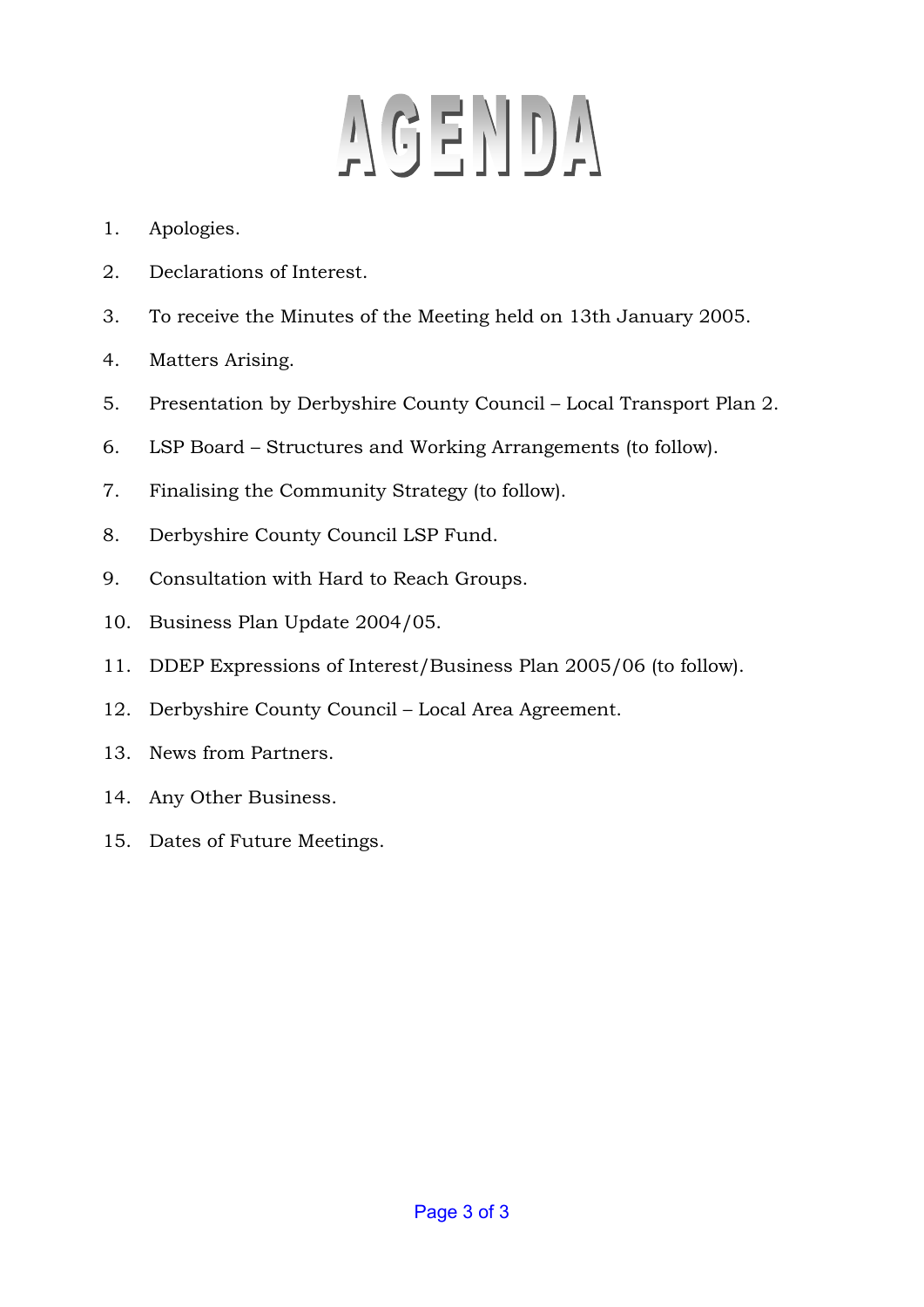# AGENDA

1. Apologies.
2. Declarations of Interest.
3. To receive the Minutes of the Meeting held on 13th January 2005.
4. Matters Arising.
5. Presentation by Derbyshire County Council – Local Transport Plan 2.
6. LSP Board – Structures and Working Arrangements (to follow).
7. Finalising the Community Strategy (to follow).
8. Derbyshire County Council LSP Fund.
9. Consultation with Hard to Reach Groups.
10. Business Plan Update 2004/05.
11. DDEP Expressions of Interest/Business Plan 2005/06 (to follow).
12. Derbyshire County Council – Local Area Agreement.
13. News from Partners.
14. Any Other Business.
15. Dates of Future Meetings.